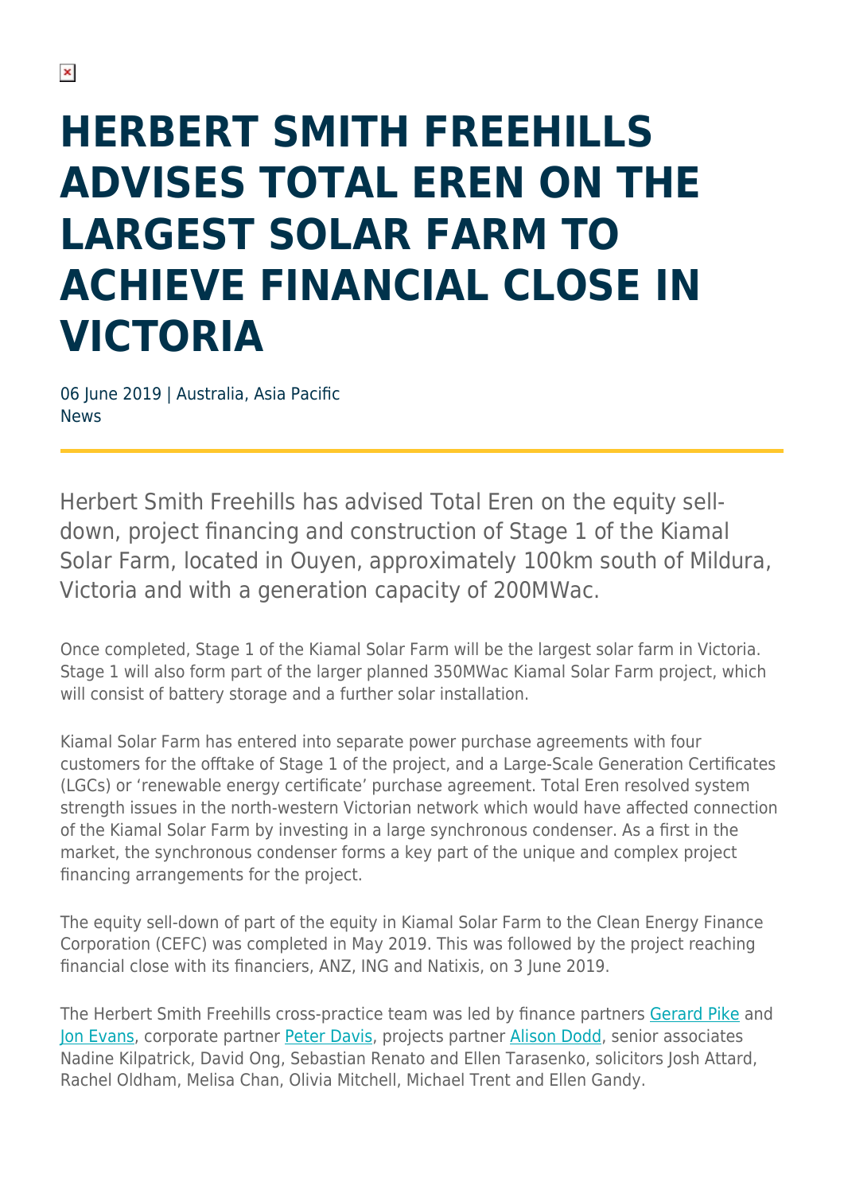# HERBERT SMITH FREEHILLS ADVISES TOTAL EREN ON THE LARGEST SOLAR FARM TO ACHIEVE FINANCIAL CLOSE IN VICTORIA

06 June 2019 | Australia, Asia Pacific
News

Herbert Smith Freehills has advised Total Eren on the equity sell-down, project financing and construction of Stage 1 of the Kiamal Solar Farm, located in Ouyen, approximately 100km south of Mildura, Victoria and with a generation capacity of 200MWac.

Once completed, Stage 1 of the Kiamal Solar Farm will be the largest solar farm in Victoria. Stage 1 will also form part of the larger planned 350MWac Kiamal Solar Farm project, which will consist of battery storage and a further solar installation.

Kiamal Solar Farm has entered into separate power purchase agreements with four customers for the offtake of Stage 1 of the project, and a Large-Scale Generation Certificates (LGCs) or 'renewable energy certificate' purchase agreement. Total Eren resolved system strength issues in the north-western Victorian network which would have affected connection of the Kiamal Solar Farm by investing in a large synchronous condenser. As a first in the market, the synchronous condenser forms a key part of the unique and complex project financing arrangements for the project.

The equity sell-down of part of the equity in Kiamal Solar Farm to the Clean Energy Finance Corporation (CEFC) was completed in May 2019. This was followed by the project reaching financial close with its financiers, ANZ, ING and Natixis, on 3 June 2019.

The Herbert Smith Freehills cross-practice team was led by finance partners Gerard Pike and Jon Evans, corporate partner Peter Davis, projects partner Alison Dodd, senior associates Nadine Kilpatrick, David Ong, Sebastian Renato and Ellen Tarasenko, solicitors Josh Attard, Rachel Oldham, Melisa Chan, Olivia Mitchell, Michael Trent and Ellen Gandy.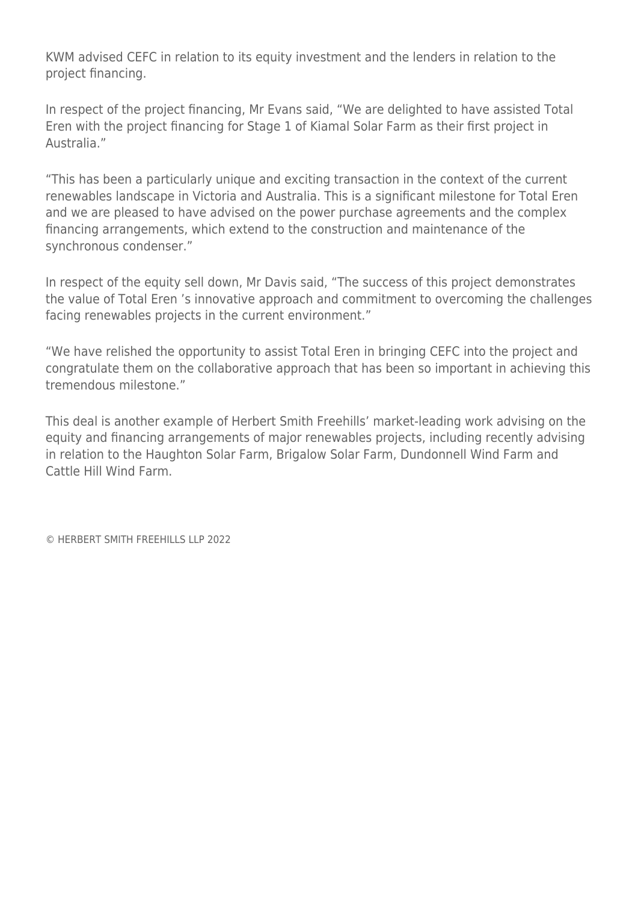KWM advised CEFC in relation to its equity investment and the lenders in relation to the project financing.

In respect of the project financing, Mr Evans said, “We are delighted to have assisted Total Eren with the project financing for Stage 1 of Kiamal Solar Farm as their first project in Australia.”

“This has been a particularly unique and exciting transaction in the context of the current renewables landscape in Victoria and Australia. This is a significant milestone for Total Eren and we are pleased to have advised on the power purchase agreements and the complex financing arrangements, which extend to the construction and maintenance of the synchronous condenser.”

In respect of the equity sell down, Mr Davis said, “The success of this project demonstrates the value of Total Eren ’s innovative approach and commitment to overcoming the challenges facing renewables projects in the current environment.”

“We have relished the opportunity to assist Total Eren in bringing CEFC into the project and congratulate them on the collaborative approach that has been so important in achieving this tremendous milestone.”

This deal is another example of Herbert Smith Freehills’ market-leading work advising on the equity and financing arrangements of major renewables projects, including recently advising in relation to the Haughton Solar Farm, Brigalow Solar Farm, Dundonnell Wind Farm and Cattle Hill Wind Farm.

© HERBERT SMITH FREEHILLS LLP 2022